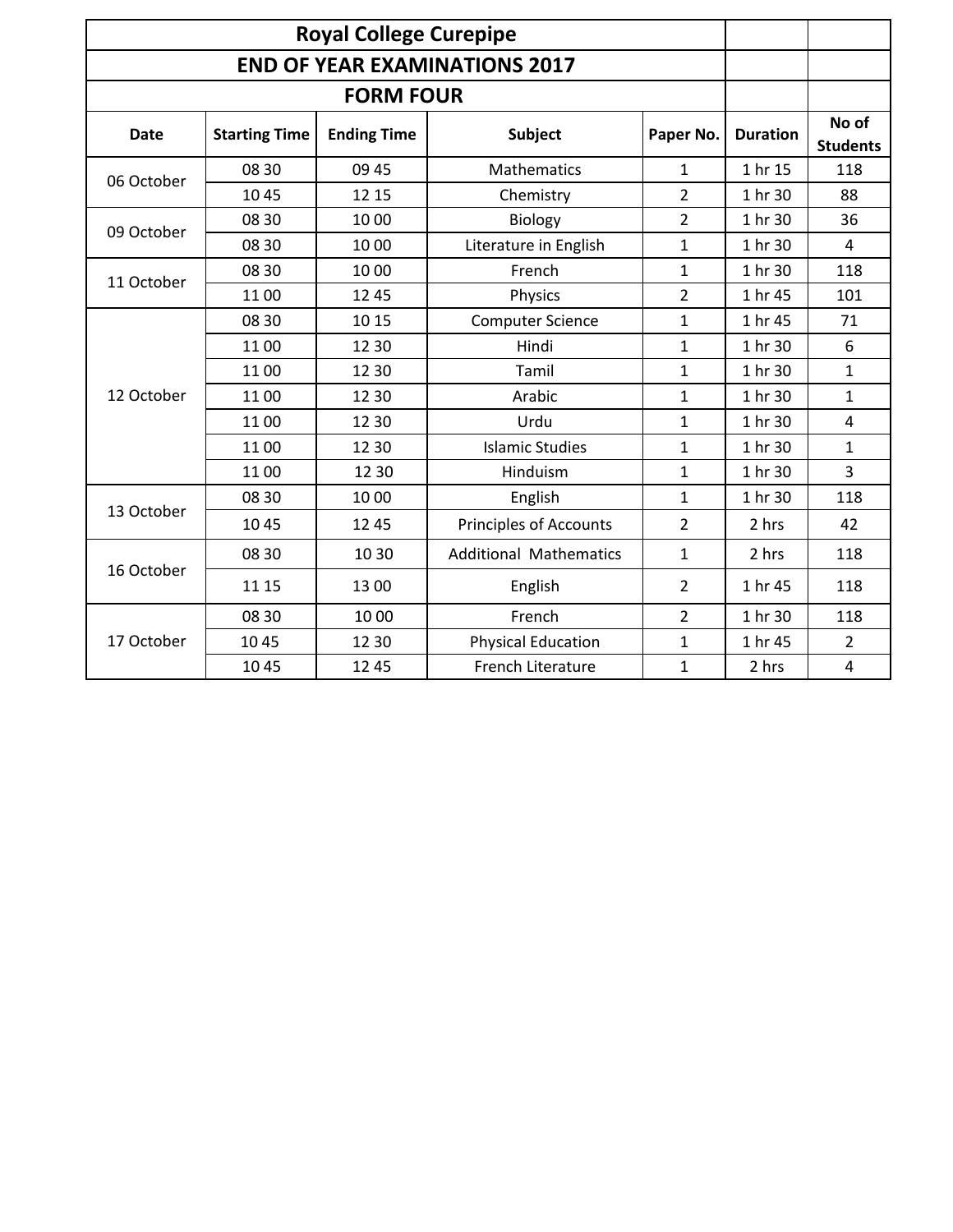# Royal College Curepipe

## END OF YEAR EXAMINATIONS 2017

## FORM FOUR

| Date | Starting Time | Ending Time | Subject | Paper No. | Duration | No of Students |
|---|---|---|---|---|---|---|
| 06 October | 08 30 | 09 45 | Mathematics | 1 | 1 hr 15 | 118 |
| | 10 45 | 12 15 | Chemistry | 2 | 1 hr 30 | 88 |
| 09 October | 08 30 | 10 00 | Biology | 2 | 1 hr 30 | 36 |
| | 08 30 | 10 00 | Literature in English | 1 | 1 hr 30 | 4 |
| 11 October | 08 30 | 10 00 | French | 1 | 1 hr 30 | 118 |
| | 11 00 | 12 45 | Physics | 2 | 1 hr 45 | 101 |
| 12 October | 08 30 | 10 15 | Computer Science | 1 | 1 hr 45 | 71 |
| | 11 00 | 12 30 | Hindi | 1 | 1 hr 30 | 6 |
| | 11 00 | 12 30 | Tamil | 1 | 1 hr 30 | 1 |
| | 11 00 | 12 30 | Arabic | 1 | 1 hr 30 | 1 |
| | 11 00 | 12 30 | Urdu | 1 | 1 hr 30 | 4 |
| | 11 00 | 12 30 | Islamic Studies | 1 | 1 hr 30 | 1 |
| | 11 00 | 12 30 | Hinduism | 1 | 1 hr 30 | 3 |
| 13 October | 08 30 | 10 00 | English | 1 | 1 hr 30 | 118 |
| | 10 45 | 12 45 | Principles of Accounts | 2 | 2 hrs | 42 |
| 16 October | 08 30 | 10 30 | Additional Mathematics | 1 | 2 hrs | 118 |
| | 11 15 | 13 00 | English | 2 | 1 hr 45 | 118 |
| 17 October | 08 30 | 10 00 | French | 2 | 1 hr 30 | 118 |
| | 10 45 | 12 30 | Physical Education | 1 | 1 hr 45 | 2 |
| | 10 45 | 12 45 | French Literature | 1 | 2 hrs | 4 |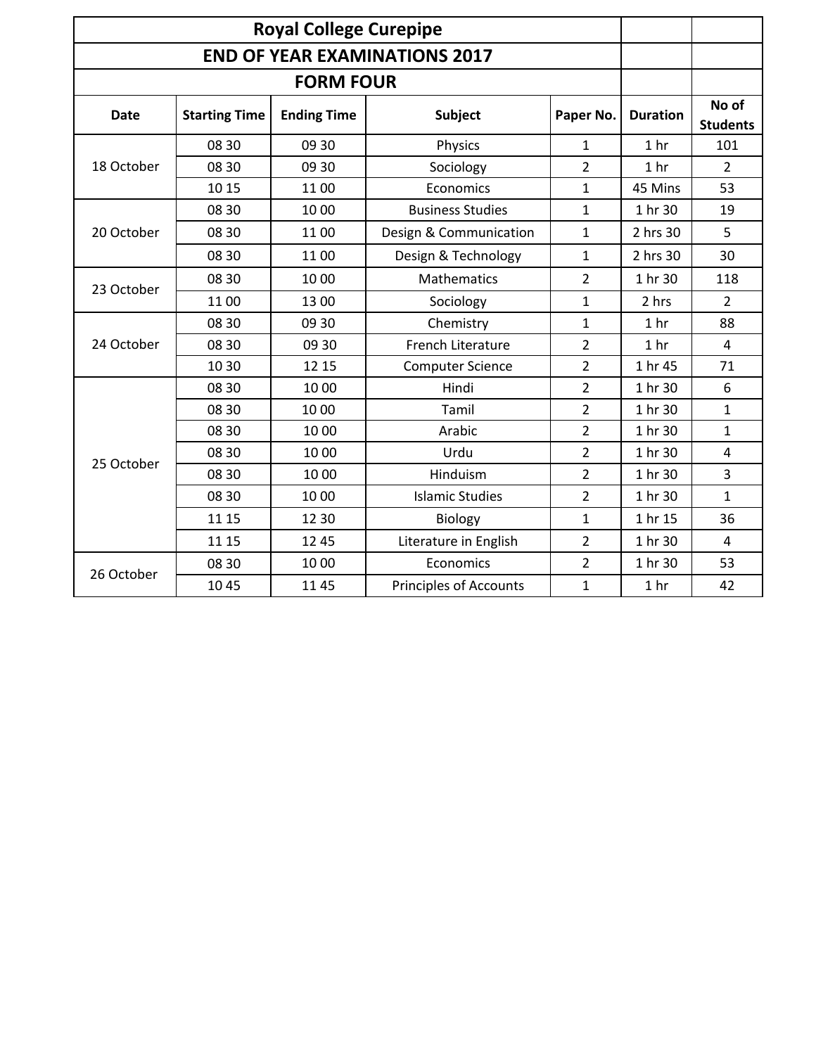| Royal College Curepipe | | | | | | |
|---|---|---|---|---|---|---|
| **END OF YEAR EXAMINATIONS 2017** | | | | | | |
| **FORM FOUR** | | | | | | |
| **Date** | **Starting Time** | **Ending Time** | **Subject** | **Paper No.** | **Duration** | **No of Students** |
| 18 October | 08 30 | 09 30 | Physics | 1 | 1 hr | 101 |
| | 08 30 | 09 30 | Sociology | 2 | 1 hr | 2 |
| | 10 15 | 11 00 | Economics | 1 | 45 Mins | 53 |
| 20 October | 08 30 | 10 00 | Business Studies | 1 | 1 hr 30 | 19 |
| | 08 30 | 11 00 | Design & Communication | 1 | 2 hrs 30 | 5 |
| | 08 30 | 11 00 | Design & Technology | 1 | 2 hrs 30 | 30 |
| 23 October | 08 30 | 10 00 | Mathematics | 2 | 1 hr 30 | 118 |
| | 11 00 | 13 00 | Sociology | 1 | 2 hrs | 2 |
| 24 October | 08 30 | 09 30 | Chemistry | 1 | 1 hr | 88 |
| | 08 30 | 09 30 | French Literature | 2 | 1 hr | 4 |
| | 10 30 | 12 15 | Computer Science | 2 | 1 hr 45 | 71 |
| 25 October | 08 30 | 10 00 | Hindi | 2 | 1 hr 30 | 6 |
| | 08 30 | 10 00 | Tamil | 2 | 1 hr 30 | 1 |
| | 08 30 | 10 00 | Arabic | 2 | 1 hr 30 | 1 |
| | 08 30 | 10 00 | Urdu | 2 | 1 hr 30 | 4 |
| | 08 30 | 10 00 | Hinduism | 2 | 1 hr 30 | 3 |
| | 08 30 | 10 00 | Islamic Studies | 2 | 1 hr 30 | 1 |
| | 11 15 | 12 30 | Biology | 1 | 1 hr 15 | 36 |
| | 11 15 | 12 45 | Literature in English | 2 | 1 hr 30 | 4 |
| 26 October | 08 30 | 10 00 | Economics | 2 | 1 hr 30 | 53 |
| | 10 45 | 11 45 | Principles of Accounts | 1 | 1 hr | 42 |